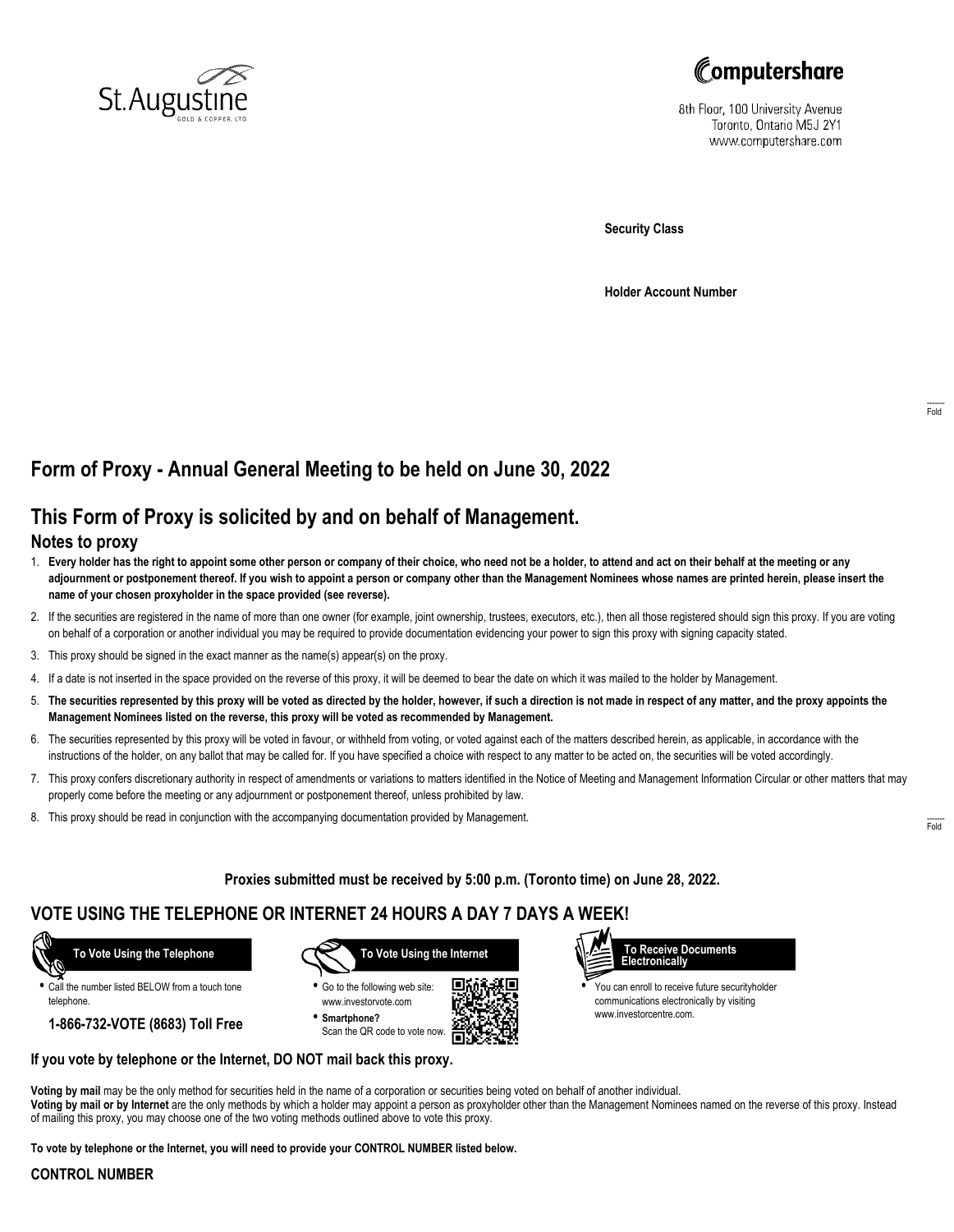St. Augustine GOLD & COPPER, LTD.

Computershare
8th Floor, 100 University Avenue
Toronto, Ontario M5J 2Y1
www.computershare.com

**Security Class**

**Holder Account Number**

# Form of Proxy - Annual General Meeting to be held on June 30, 2022

## This Form of Proxy is solicited by and on behalf of Management.

### Notes to proxy

1. **Every holder has the right to appoint some other person or company of their choice, who need not be a holder, to attend and act on their behalf at the meeting or any adjournment or postponement thereof. If you wish to appoint a person or company other than the Management Nominees whose names are printed herein, please insert the name of your chosen proxyholder in the space provided (see reverse).**
2. If the securities are registered in the name of more than one owner (for example, joint ownership, trustees, executors, etc.), then all those registered should sign this proxy. If you are voting on behalf of a corporation or another individual you may be required to provide documentation evidencing your power to sign this proxy with signing capacity stated.
3. This proxy should be signed in the exact manner as the name(s) appear(s) on the proxy.
4. If a date is not inserted in the space provided on the reverse of this proxy, it will be deemed to bear the date on which it was mailed to the holder by Management.
5. **The securities represented by this proxy will be voted as directed by the holder, however, if such a direction is not made in respect of any matter, and the proxy appoints the Management Nominees listed on the reverse, this proxy will be voted as recommended by Management.**
6. The securities represented by this proxy will be voted in favour, or withheld from voting, or voted against each of the matters described herein, as applicable, in accordance with the instructions of the holder, on any ballot that may be called for. If you have specified a choice with respect to any matter to be acted on, the securities will be voted accordingly.
7. This proxy confers discretionary authority in respect of amendments or variations to matters identified in the Notice of Meeting and Management Information Circular or other matters that may properly come before the meeting or any adjournment or postponement thereof, unless prohibited by law.
8. This proxy should be read in conjunction with the accompanying documentation provided by Management.

**Proxies submitted must be received by 5:00 p.m. (Toronto time) on June 28, 2022.**

## VOTE USING THE TELEPHONE OR INTERNET 24 HOURS A DAY 7 DAYS A WEEK!

**To Vote Using the Telephone**

- Call the number listed BELOW from a touch tone telephone.

**1-866-732-VOTE (8683) Toll Free**

**To Vote Using the Internet**

- Go to the following web site: www.investorvote.com
- **Smartphone?** Scan the QR code to vote now.

**To Receive Documents Electronically**

- You can enroll to receive future securityholder communications electronically by visiting www.investorcentre.com.

**If you vote by telephone or the Internet, DO NOT mail back this proxy.**

**Voting by mail** may be the only method for securities held in the name of a corporation or securities being voted on behalf of another individual.
**Voting by mail or by Internet** are the only methods by which a holder may appoint a person as proxyholder other than the Management Nominees named on the reverse of this proxy. Instead of mailing this proxy, you may choose one of the two voting methods outlined above to vote this proxy.

**To vote by telephone or the Internet, you will need to provide your CONTROL NUMBER listed below.**

**CONTROL NUMBER**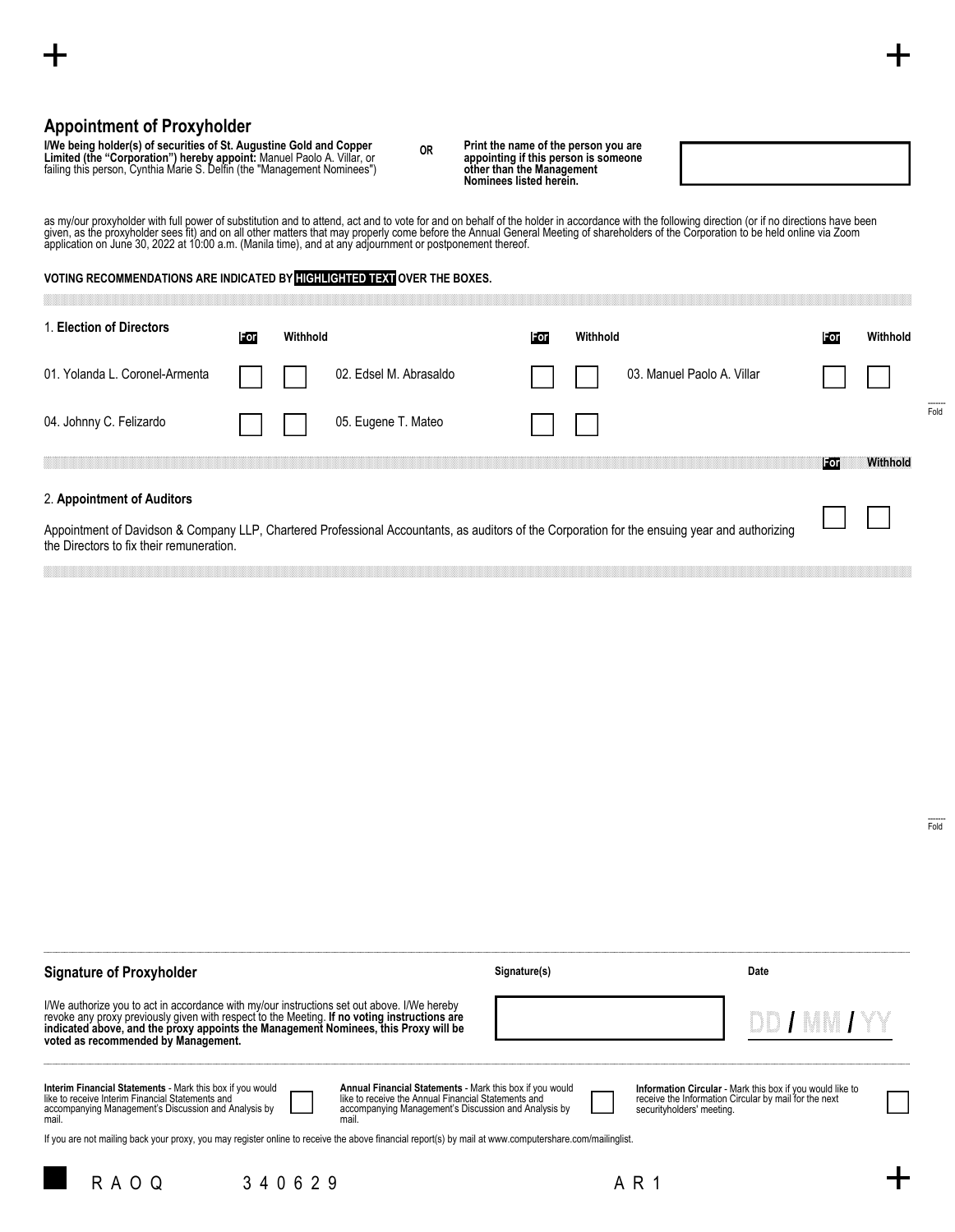## Appointment of Proxyholder

**I/We being holder(s) of securities of St. Augustine Gold and Copper Limited (the "Corporation") hereby appoint:** Manuel Paolo A. Villar, or failing this person, Cynthia Marie S. Delfin (the "Management Nominees")

**OR**

**Print the name of the person you are appointing if this person is someone other than the Management Nominees listed herein.**

as my/our proxyholder with full power of substitution and to attend, act and to vote for and on behalf of the holder in accordance with the following direction (or if no directions have been given, as the proxyholder sees fit) and on all other matters that may properly come before the Annual General Meeting of shareholders of the Corporation to be held online via Zoom application on June 30, 2022 at 10:00 a.m. (Manila time), and at any adjournment or postponement thereof.

**VOTING RECOMMENDATIONS ARE INDICATED BY HIGHLIGHTED TEXT OVER THE BOXES.**

1. **Election of Directors**

| | For | Withhold | | For | Withhold | | For | Withhold |
|---|---|---|---|---|---|---|---|---|
| 01. Yolanda L. Coronel-Armenta | ☐ | ☐ | 02. Edsel M. Abrasaldo | ☐ | ☐ | 03. Manuel Paolo A. Villar | ☐ | ☐ |
| 04. Johnny C. Felizardo | ☐ | ☐ | 05. Eugene T. Mateo | ☐ | ☐ | | | |

2. **Appointment of Auditors**

| | For | Withhold |
|---|---|---|
| Appointment of Davidson & Company LLP, Chartered Professional Accountants, as auditors of the Corporation for the ensuing year and authorizing the Directors to fix their remuneration. | ☐ | ☐ |

## Signature of Proxyholder

I/We authorize you to act in accordance with my/our instructions set out above. I/We hereby revoke any proxy previously given with respect to the Meeting. **If no voting instructions are indicated above, and the proxy appoints the Management Nominees, this Proxy will be voted as recommended by Management.**

**Signature(s)**

**Date**

DD / MM / YY

**Interim Financial Statements** - Mark this box if you would like to receive Interim Financial Statements and accompanying Management's Discussion and Analysis by mail. ☐

**Annual Financial Statements** - Mark this box if you would like to receive the Annual Financial Statements and accompanying Management's Discussion and Analysis by mail. ☐

**Information Circular** - Mark this box if you would like to receive the Information Circular by mail for the next securityholders' meeting. ☐

If you are not mailing back your proxy, you may register online to receive the above financial report(s) by mail at www.computershare.com/mailinglist.

R A O Q 3 4 0 6 2 9 A R 1